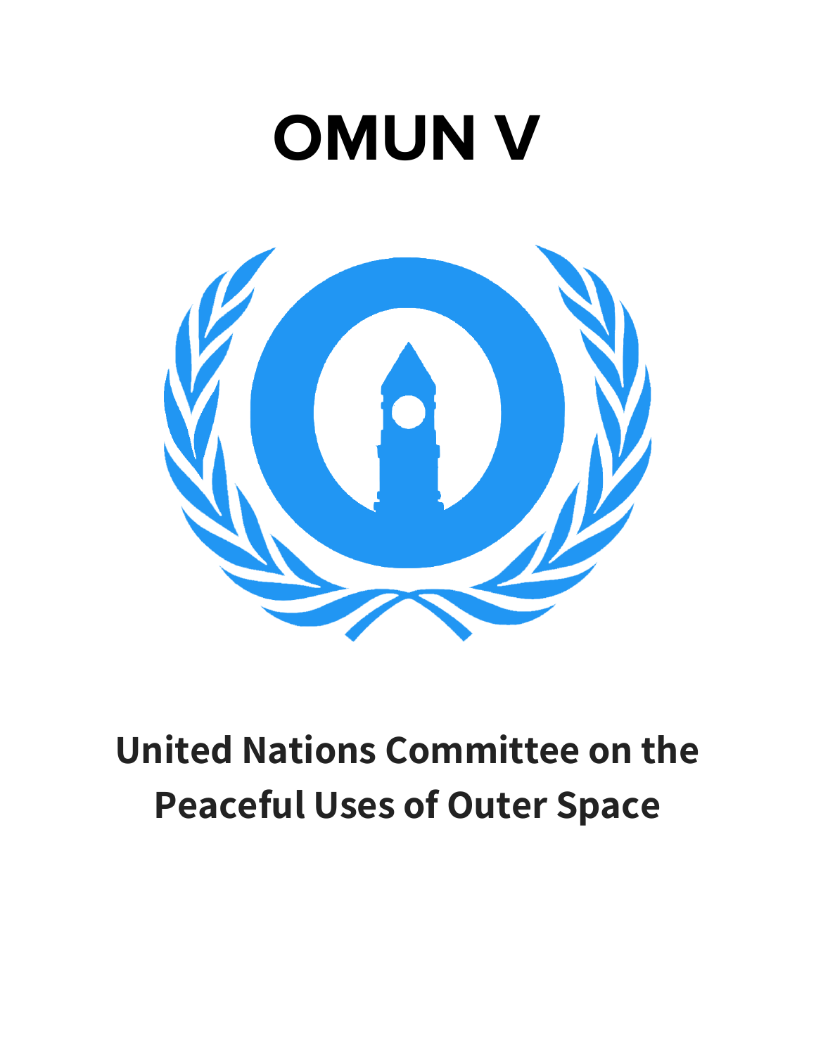# OMUN V

## United Nations Committee on the Peaceful Uses of Outer Space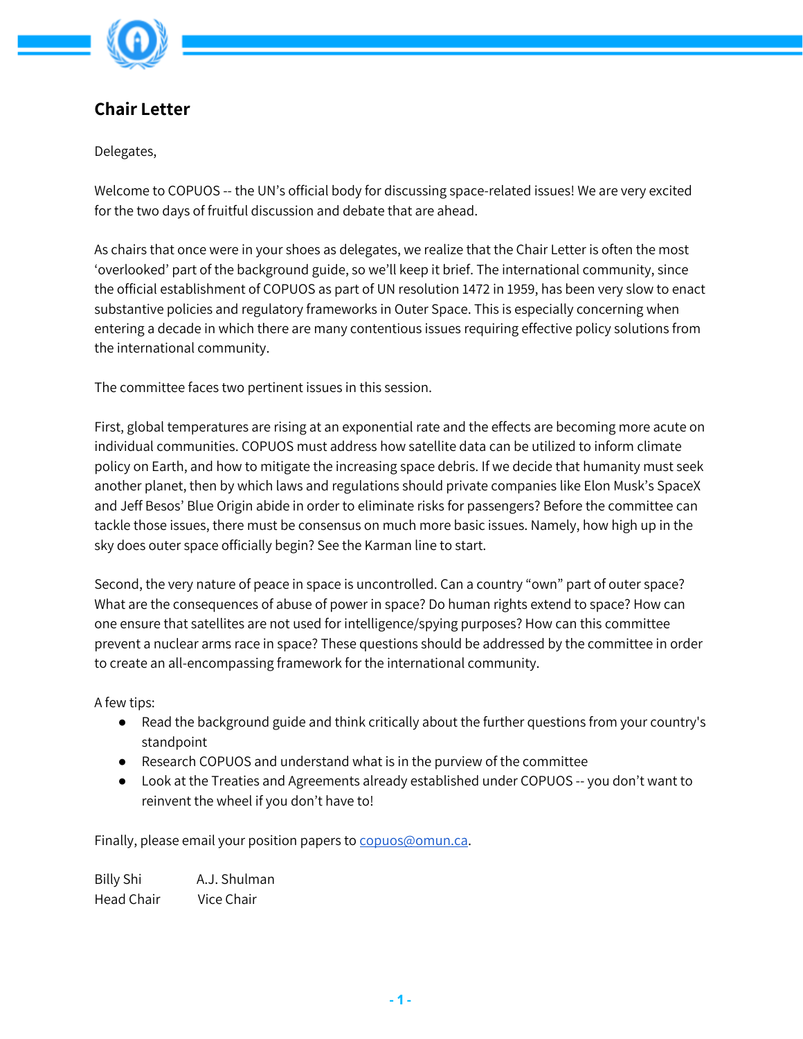## Chair Letter

Delegates,

Welcome to COPUOS -- the UN's official body for discussing space-related issues! We are very excited for the two days of fruitful discussion and debate that are ahead.

As chairs that once were in your shoes as delegates, we realize that the Chair Letter is often the most 'overlooked' part of the background guide, so we'll keep it brief. The international community, since the official establishment of COPUOS as part of UN resolution 1472 in 1959, has been very slow to enact substantive policies and regulatory frameworks in Outer Space. This is especially concerning when entering a decade in which there are many contentious issues requiring effective policy solutions from the international community.

The committee faces two pertinent issues in this session.

First, global temperatures are rising at an exponential rate and the effects are becoming more acute on individual communities. COPUOS must address how satellite data can be utilized to inform climate policy on Earth, and how to mitigate the increasing space debris. If we decide that humanity must seek another planet, then by which laws and regulations should private companies like Elon Musk's SpaceX and Jeff Besos' Blue Origin abide in order to eliminate risks for passengers? Before the committee can tackle those issues, there must be consensus on much more basic issues. Namely, how high up in the sky does outer space officially begin? See the Karman line to start.

Second, the very nature of peace in space is uncontrolled. Can a country "own" part of outer space? What are the consequences of abuse of power in space? Do human rights extend to space? How can one ensure that satellites are not used for intelligence/spying purposes? How can this committee prevent a nuclear arms race in space? These questions should be addressed by the committee in order to create an all-encompassing framework for the international community.

A few tips:

- Read the background guide and think critically about the further questions from your country's standpoint
- Research COPUOS and understand what is in the purview of the committee
- Look at the Treaties and Agreements already established under COPUOS -- you don't want to reinvent the wheel if you don't have to!

Finally, please email your position papers to copuos@omun.ca.

Billy Shi  
Head Chair

A.J. Shulman  
Vice Chair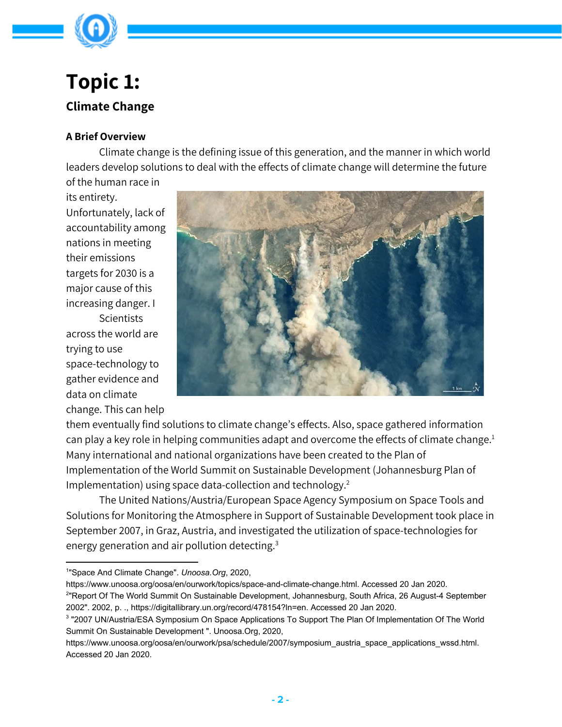# Topic 1:

## Climate Change

### A Brief Overview

Climate change is the defining issue of this generation, and the manner in which world leaders develop solutions to deal with the effects of climate change will determine the future of the human race in its entirety. Unfortunately, lack of accountability among nations in meeting their emissions targets for 2030 is a major cause of this increasing danger. I

Scientists across the world are trying to use space-technology to gather evidence and data on climate change. This can help them eventually find solutions to climate change's effects. Also, space gathered information can play a key role in helping communities adapt and overcome the effects of climate change.[1] Many international and national organizations have been created to the Plan of Implementation of the World Summit on Sustainable Development (Johannesburg Plan of Implementation) using space data-collection and technology.[2]

The United Nations/Austria/European Space Agency Symposium on Space Tools and Solutions for Monitoring the Atmosphere in Support of Sustainable Development took place in September 2007, in Graz, Austria, and investigated the utilization of space-technologies for energy generation and air pollution detecting.[3]

---

[1] "Space And Climate Change". *Unoosa.Org*, 2020, https://www.unoosa.org/oosa/en/ourwork/topics/space-and-climate-change.html. Accessed 20 Jan 2020.

[2] "Report Of The World Summit On Sustainable Development, Johannesburg, South Africa, 26 August-4 September 2002". 2002, p. ., https://digitallibrary.un.org/record/478154?ln=en. Accessed 20 Jan 2020.

[3] "2007 UN/Austria/ESA Symposium On Space Applications To Support The Plan Of Implementation Of The World Summit On Sustainable Development ". Unoosa.Org, 2020, https://www.unoosa.org/oosa/en/ourwork/psa/schedule/2007/symposium_austria_space_applications_wssd.html. Accessed 20 Jan 2020.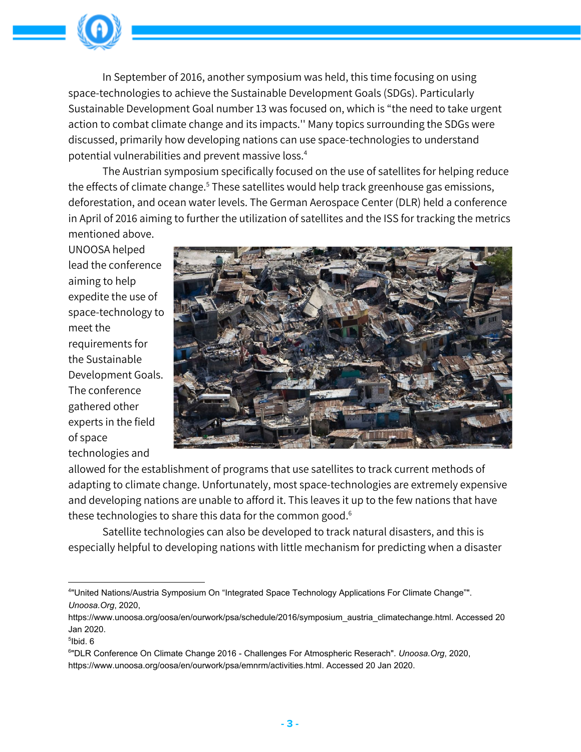In September of 2016, another symposium was held, this time focusing on using space-technologies to achieve the Sustainable Development Goals (SDGs). Particularly Sustainable Development Goal number 13 was focused on, which is "the need to take urgent action to combat climate change and its impacts.'' Many topics surrounding the SDGs were discussed, primarily how developing nations can use space-technologies to understand potential vulnerabilities and prevent massive loss.[4]

The Austrian symposium specifically focused on the use of satellites for helping reduce the effects of climate change.[5] These satellites would help track greenhouse gas emissions, deforestation, and ocean water levels. The German Aerospace Center (DLR) held a conference in April of 2016 aiming to further the utilization of satellites and the ISS for tracking the metrics mentioned above. UNOOSA helped lead the conference aiming to help expedite the use of space-technology to meet the requirements for the Sustainable Development Goals. The conference gathered other experts in the field of space technologies and allowed for the establishment of programs that use satellites to track current methods of adapting to climate change. Unfortunately, most space-technologies are extremely expensive and developing nations are unable to afford it. This leaves it up to the few nations that have these technologies to share this data for the common good.[6]

Satellite technologies can also be developed to track natural disasters, and this is especially helpful to developing nations with little mechanism for predicting when a disaster

---

[4] "United Nations/Austria Symposium On "Integrated Space Technology Applications For Climate Change"". *Unoosa.Org*, 2020, https://www.unoosa.org/oosa/en/ourwork/psa/schedule/2016/symposium_austria_climatechange.html. Accessed 20 Jan 2020.

[5] Ibid. 6

[6] "DLR Conference On Climate Change 2016 - Challenges For Atmospheric Reserach". *Unoosa.Org*, 2020, https://www.unoosa.org/oosa/en/ourwork/psa/emnrm/activities.html. Accessed 20 Jan 2020.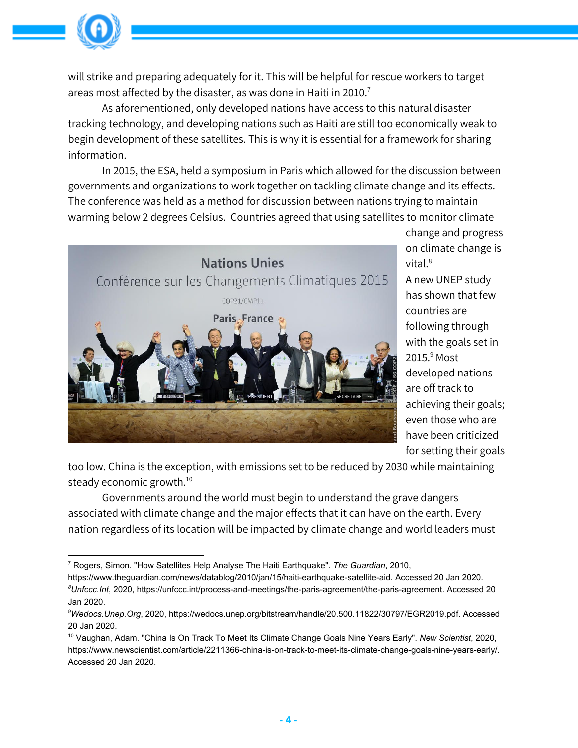will strike and preparing adequately for it. This will be helpful for rescue workers to target areas most affected by the disaster, as was done in Haiti in 2010.[7]

As aforementioned, only developed nations have access to this natural disaster tracking technology, and developing nations such as Haiti are still too economically weak to begin development of these satellites. This is why it is essential for a framework for sharing information.

In 2015, the ESA, held a symposium in Paris which allowed for the discussion between governments and organizations to work together on tackling climate change and its effects. The conference was held as a method for discussion between nations trying to maintain warming below 2 degrees Celsius. Countries agreed that using satellites to monitor climate change and progress on climate change is vital.[8] A new UNEP study has shown that few countries are following through with the goals set in 2015.[9] Most developed nations are off track to achieving their goals; even those who are have been criticized for setting their goals too low. China is the exception, with emissions set to be reduced by 2030 while maintaining steady economic growth.[10]

Governments around the world must begin to understand the grave dangers associated with climate change and the major effects that it can have on the earth. Every nation regardless of its location will be impacted by climate change and world leaders must

---

[7] Rogers, Simon. "How Satellites Help Analyse The Haiti Earthquake". *The Guardian*, 2010, https://www.theguardian.com/news/datablog/2010/jan/15/haiti-earthquake-satellite-aid. Accessed 20 Jan 2020.

[8] *Unfccc.Int*, 2020, https://unfccc.int/process-and-meetings/the-paris-agreement/the-paris-agreement. Accessed 20 Jan 2020.

[9] *Wedocs.Unep.Org*, 2020, https://wedocs.unep.org/bitstream/handle/20.500.11822/30797/EGR2019.pdf. Accessed 20 Jan 2020.

[10] Vaughan, Adam. "China Is On Track To Meet Its Climate Change Goals Nine Years Early". *New Scientist*, 2020, https://www.newscientist.com/article/2211366-china-is-on-track-to-meet-its-climate-change-goals-nine-years-early/. Accessed 20 Jan 2020.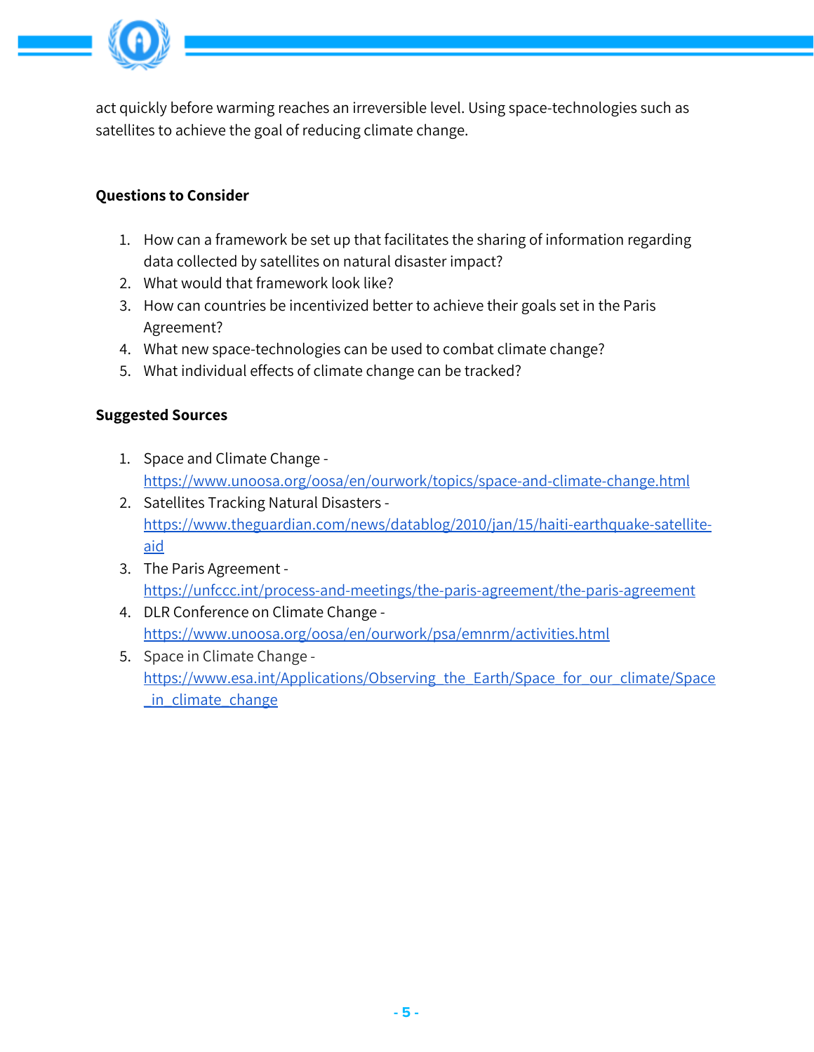act quickly before warming reaches an irreversible level. Using space-technologies such as satellites to achieve the goal of reducing climate change.

**Questions to Consider**

1. How can a framework be set up that facilitates the sharing of information regarding data collected by satellites on natural disaster impact?
2. What would that framework look like?
3. How can countries be incentivized better to achieve their goals set in the Paris Agreement?
4. What new space-technologies can be used to combat climate change?
5. What individual effects of climate change can be tracked?

**Suggested Sources**

1. Space and Climate Change - https://www.unoosa.org/oosa/en/ourwork/topics/space-and-climate-change.html
2. Satellites Tracking Natural Disasters - https://www.theguardian.com/news/datablog/2010/jan/15/haiti-earthquake-satellite-aid
3. The Paris Agreement - https://unfccc.int/process-and-meetings/the-paris-agreement/the-paris-agreement
4. DLR Conference on Climate Change - https://www.unoosa.org/oosa/en/ourwork/psa/emnrm/activities.html
5. Space in Climate Change - https://www.esa.int/Applications/Observing_the_Earth/Space_for_our_climate/Space_in_climate_change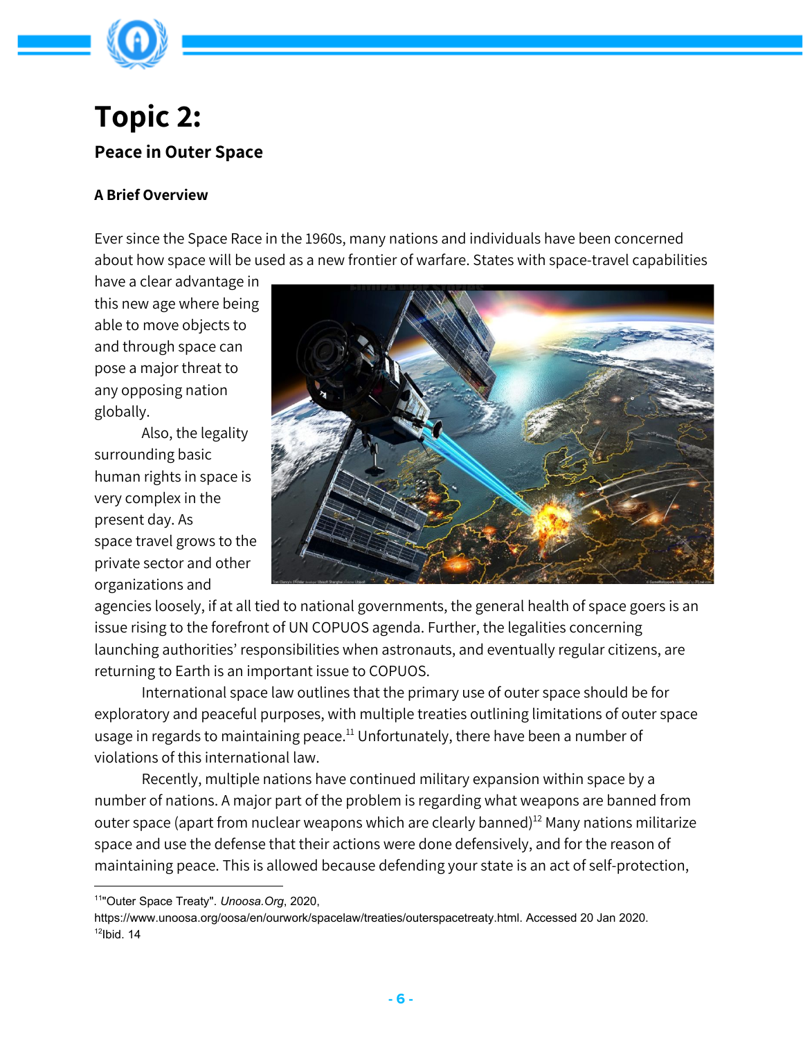# Topic 2:

## Peace in Outer Space

### A Brief Overview

Ever since the Space Race in the 1960s, many nations and individuals have been concerned about how space will be used as a new frontier of warfare. States with space-travel capabilities have a clear advantage in this new age where being able to move objects to and through space can pose a major threat to any opposing nation globally.

Also, the legality surrounding basic human rights in space is very complex in the present day. As space travel grows to the private sector and other organizations and agencies loosely, if at all tied to national governments, the general health of space goers is an issue rising to the forefront of UN COPUOS agenda. Further, the legalities concerning launching authorities' responsibilities when astronauts, and eventually regular citizens, are returning to Earth is an important issue to COPUOS.

International space law outlines that the primary use of outer space should be for exploratory and peaceful purposes, with multiple treaties outlining limitations of outer space usage in regards to maintaining peace.[11] Unfortunately, there have been a number of violations of this international law.

Recently, multiple nations have continued military expansion within space by a number of nations. A major part of the problem is regarding what weapons are banned from outer space (apart from nuclear weapons which are clearly banned)[12] Many nations militarize space and use the defense that their actions were done defensively, and for the reason of maintaining peace. This is allowed because defending your state is an act of self-protection,

---

[11]"Outer Space Treaty". *Unoosa.Org*, 2020, https://www.unoosa.org/oosa/en/ourwork/spacelaw/treaties/outerspacetreaty.html. Accessed 20 Jan 2020.

[12]Ibid. 14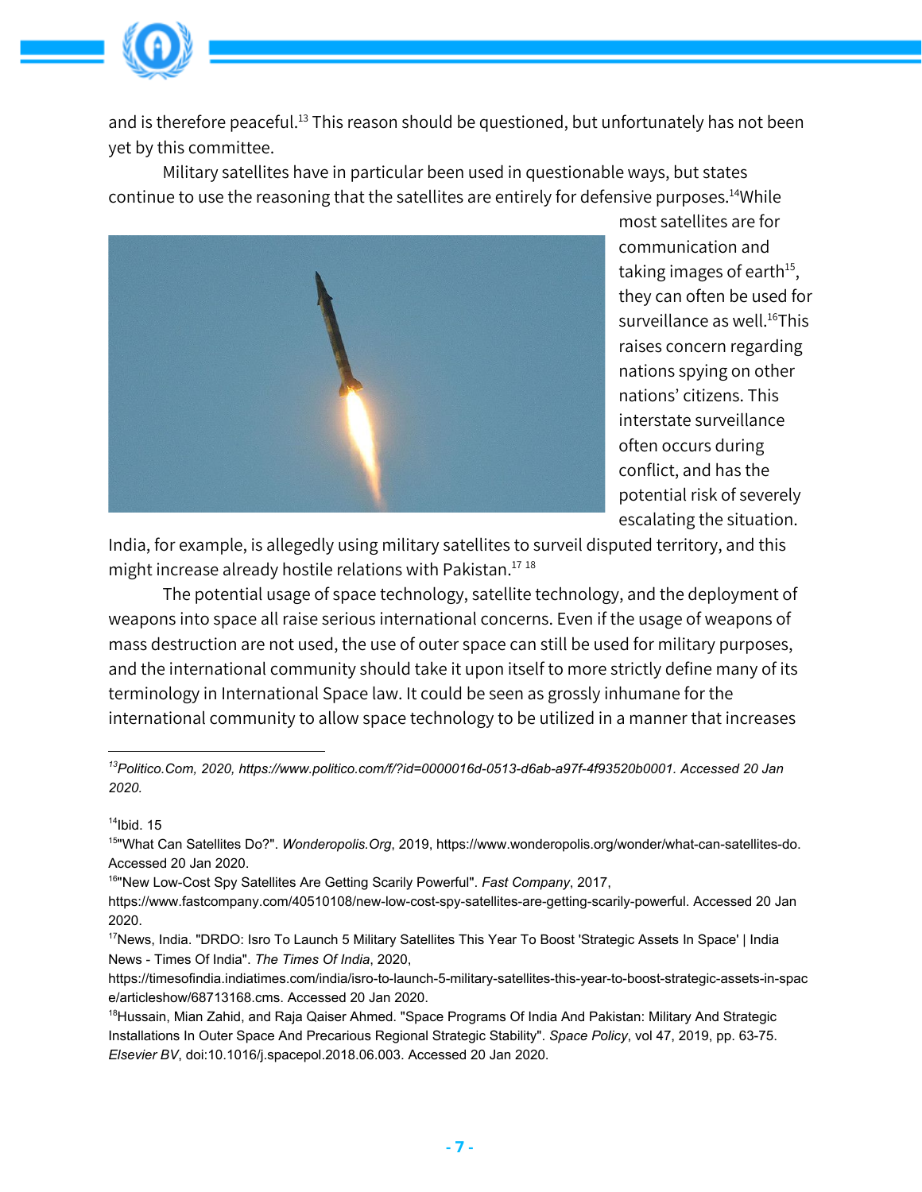and is therefore peaceful.[13] This reason should be questioned, but unfortunately has not been yet by this committee.

Military satellites have in particular been used in questionable ways, but states continue to use the reasoning that the satellites are entirely for defensive purposes.[14] While most satellites are for communication and taking images of earth[15], they can often be used for surveillance as well.[16] This raises concern regarding nations spying on other nations' citizens. This interstate surveillance often occurs during conflict, and has the potential risk of severely escalating the situation. India, for example, is allegedly using military satellites to surveil disputed territory, and this might increase already hostile relations with Pakistan.[17] [18]

The potential usage of space technology, satellite technology, and the deployment of weapons into space all raise serious international concerns. Even if the usage of weapons of mass destruction are not used, the use of outer space can still be used for military purposes, and the international community should take it upon itself to more strictly define many of its terminology in International Space law. It could be seen as grossly inhumane for the international community to allow space technology to be utilized in a manner that increases

---

[13] *Politico.Com, 2020, https://www.politico.com/f/?id=0000016d-0513-d6ab-a97f-4f93520b0001. Accessed 20 Jan 2020.*

[14] Ibid. 15

[15] "What Can Satellites Do?". *Wonderopolis.Org*, 2019, https://www.wonderopolis.org/wonder/what-can-satellites-do. Accessed 20 Jan 2020.

[16] "New Low-Cost Spy Satellites Are Getting Scarily Powerful". *Fast Company*, 2017, https://www.fastcompany.com/40510108/new-low-cost-spy-satellites-are-getting-scarily-powerful. Accessed 20 Jan 2020.

[17] News, India. "DRDO: Isro To Launch 5 Military Satellites This Year To Boost 'Strategic Assets In Space' | India News - Times Of India". *The Times Of India*, 2020, https://timesofindia.indiatimes.com/india/isro-to-launch-5-military-satellites-this-year-to-boost-strategic-assets-in-space/articleshow/68713168.cms. Accessed 20 Jan 2020.

[18] Hussain, Mian Zahid, and Raja Qaiser Ahmed. "Space Programs Of India And Pakistan: Military And Strategic Installations In Outer Space And Precarious Regional Strategic Stability". *Space Policy*, vol 47, 2019, pp. 63-75. *Elsevier BV*, doi:10.1016/j.spacepol.2018.06.003. Accessed 20 Jan 2020.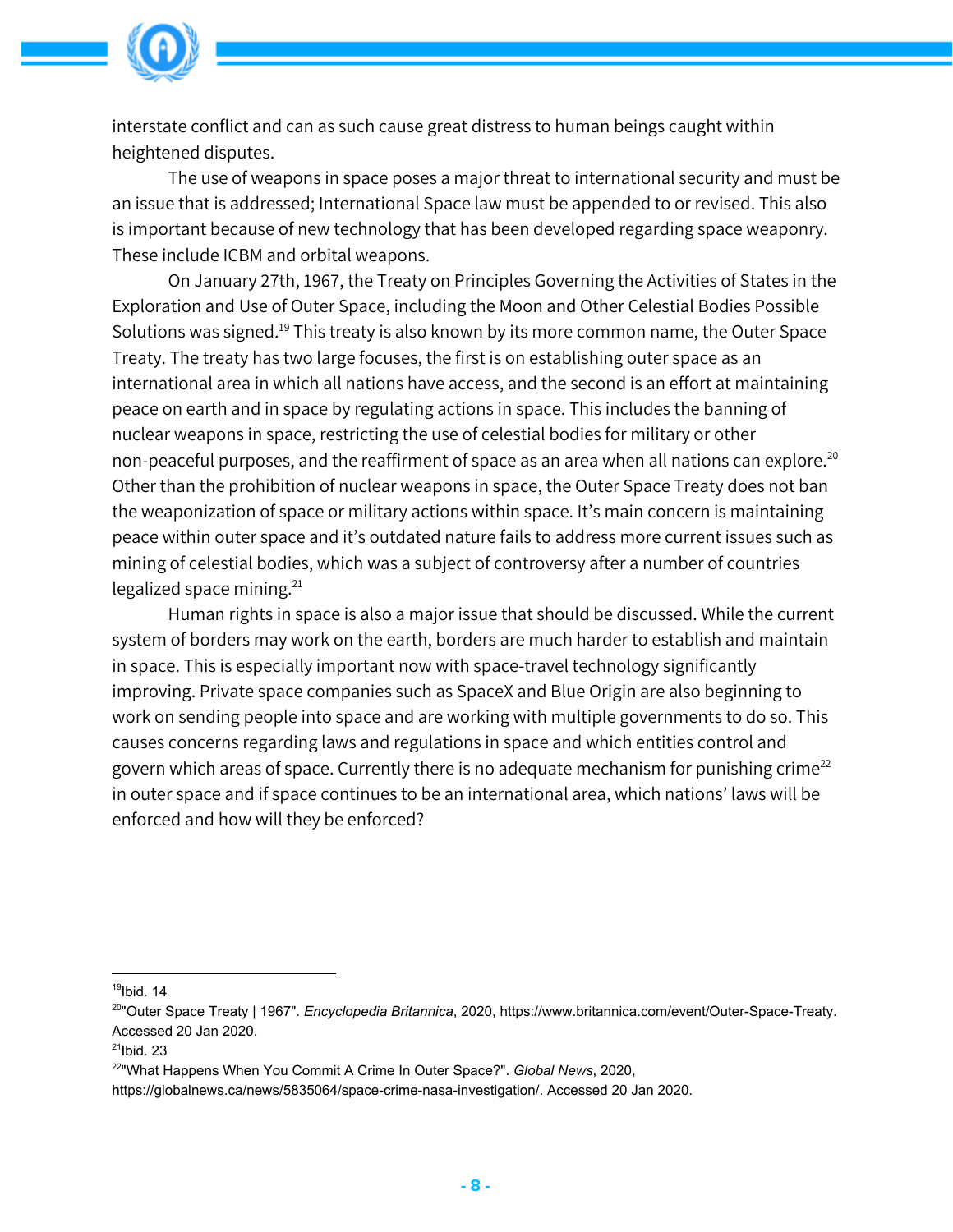interstate conflict and can as such cause great distress to human beings caught within heightened disputes.

The use of weapons in space poses a major threat to international security and must be an issue that is addressed; International Space law must be appended to or revised. This also is important because of new technology that has been developed regarding space weaponry. These include ICBM and orbital weapons.

On January 27th, 1967, the Treaty on Principles Governing the Activities of States in the Exploration and Use of Outer Space, including the Moon and Other Celestial Bodies Possible Solutions was signed.[19] This treaty is also known by its more common name, the Outer Space Treaty. The treaty has two large focuses, the first is on establishing outer space as an international area in which all nations have access, and the second is an effort at maintaining peace on earth and in space by regulating actions in space. This includes the banning of nuclear weapons in space, restricting the use of celestial bodies for military or other non-peaceful purposes, and the reaffirment of space as an area when all nations can explore.[20] Other than the prohibition of nuclear weapons in space, the Outer Space Treaty does not ban the weaponization of space or military actions within space. It's main concern is maintaining peace within outer space and it's outdated nature fails to address more current issues such as mining of celestial bodies, which was a subject of controversy after a number of countries legalized space mining.[21]

Human rights in space is also a major issue that should be discussed. While the current system of borders may work on the earth, borders are much harder to establish and maintain in space. This is especially important now with space-travel technology significantly improving. Private space companies such as SpaceX and Blue Origin are also beginning to work on sending people into space and are working with multiple governments to do so. This causes concerns regarding laws and regulations in space and which entities control and govern which areas of space. Currently there is no adequate mechanism for punishing crime[22] in outer space and if space continues to be an international area, which nations' laws will be enforced and how will they be enforced?

---

[19] Ibid. 14

[20] "Outer Space Treaty | 1967". *Encyclopedia Britannica*, 2020, https://www.britannica.com/event/Outer-Space-Treaty. Accessed 20 Jan 2020.

[21] Ibid. 23

[22] "What Happens When You Commit A Crime In Outer Space?". *Global News*, 2020, https://globalnews.ca/news/5835064/space-crime-nasa-investigation/. Accessed 20 Jan 2020.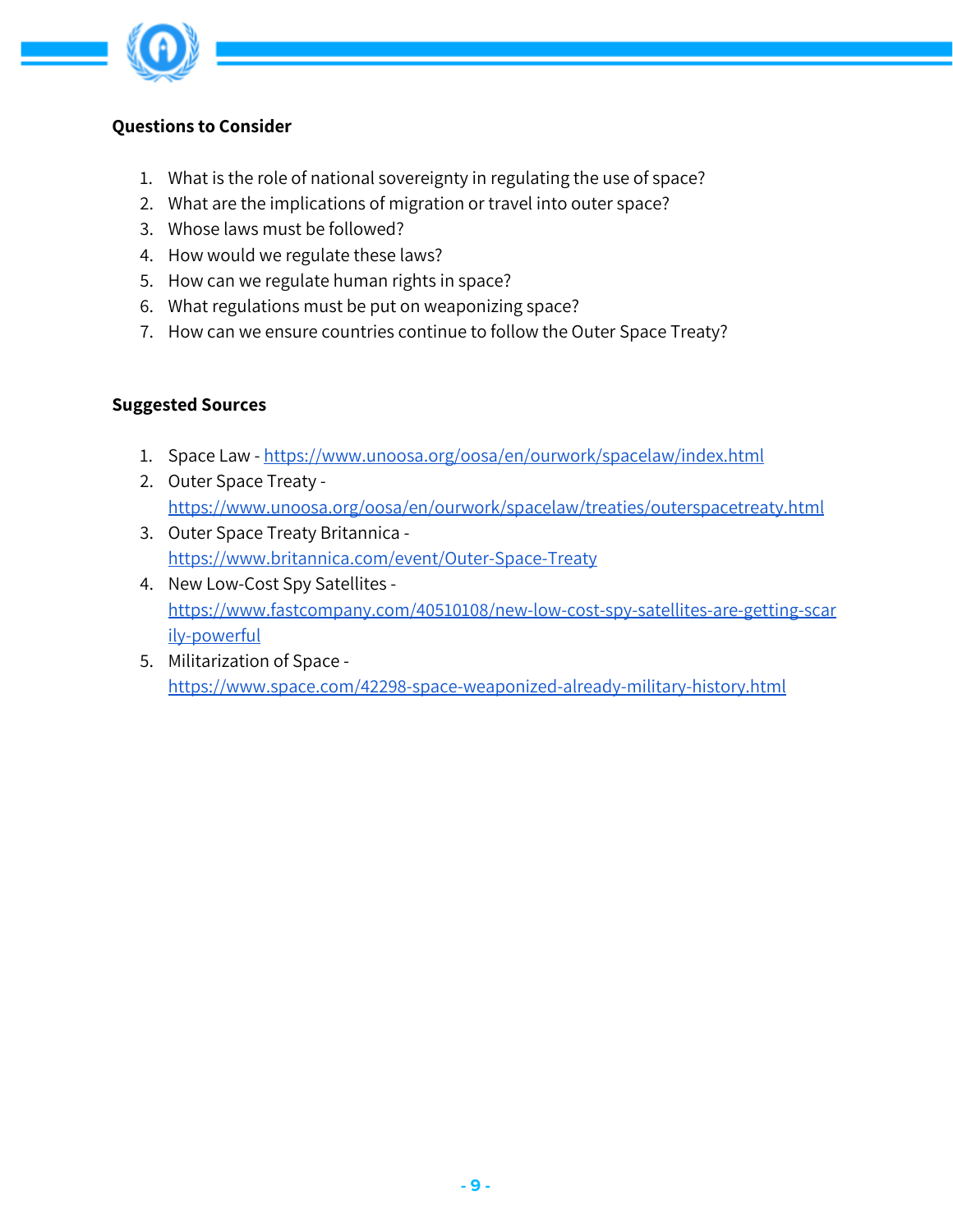**Questions to Consider**

1. What is the role of national sovereignty in regulating the use of space?
2. What are the implications of migration or travel into outer space?
3. Whose laws must be followed?
4. How would we regulate these laws?
5. How can we regulate human rights in space?
6. What regulations must be put on weaponizing space?
7. How can we ensure countries continue to follow the Outer Space Treaty?

**Suggested Sources**

1. Space Law - https://www.unoosa.org/oosa/en/ourwork/spacelaw/index.html
2. Outer Space Treaty - https://www.unoosa.org/oosa/en/ourwork/spacelaw/treaties/outerspacetreaty.html
3. Outer Space Treaty Britannica - https://www.britannica.com/event/Outer-Space-Treaty
4. New Low-Cost Spy Satellites - https://www.fastcompany.com/40510108/new-low-cost-spy-satellites-are-getting-scarily-powerful
5. Militarization of Space - https://www.space.com/42298-space-weaponized-already-military-history.html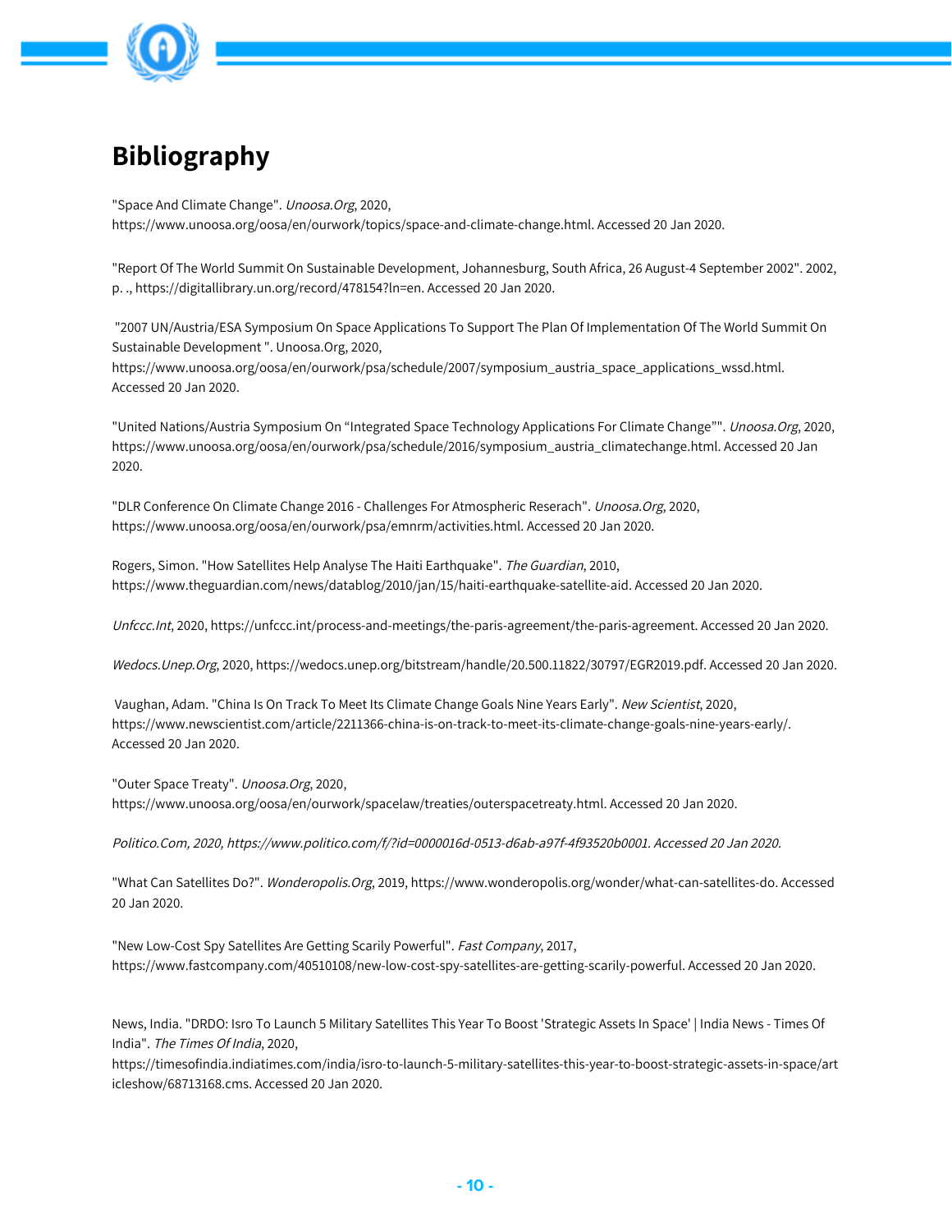# Bibliography

"Space And Climate Change". *Unoosa.Org*, 2020, https://www.unoosa.org/oosa/en/ourwork/topics/space-and-climate-change.html. Accessed 20 Jan 2020.

"Report Of The World Summit On Sustainable Development, Johannesburg, South Africa, 26 August-4 September 2002". 2002, p. ., https://digitallibrary.un.org/record/478154?ln=en. Accessed 20 Jan 2020.

"2007 UN/Austria/ESA Symposium On Space Applications To Support The Plan Of Implementation Of The World Summit On Sustainable Development ". Unoosa.Org, 2020, https://www.unoosa.org/oosa/en/ourwork/psa/schedule/2007/symposium_austria_space_applications_wssd.html. Accessed 20 Jan 2020.

"United Nations/Austria Symposium On “Integrated Space Technology Applications For Climate Change”". *Unoosa.Org*, 2020, https://www.unoosa.org/oosa/en/ourwork/psa/schedule/2016/symposium_austria_climatechange.html. Accessed 20 Jan 2020.

"DLR Conference On Climate Change 2016 - Challenges For Atmospheric Reserach". *Unoosa.Org*, 2020, https://www.unoosa.org/oosa/en/ourwork/psa/emnrm/activities.html. Accessed 20 Jan 2020.

Rogers, Simon. "How Satellites Help Analyse The Haiti Earthquake". *The Guardian*, 2010, https://www.theguardian.com/news/datablog/2010/jan/15/haiti-earthquake-satellite-aid. Accessed 20 Jan 2020.

*Unfccc.Int*, 2020, https://unfccc.int/process-and-meetings/the-paris-agreement/the-paris-agreement. Accessed 20 Jan 2020.

*Wedocs.Unep.Org*, 2020, https://wedocs.unep.org/bitstream/handle/20.500.11822/30797/EGR2019.pdf. Accessed 20 Jan 2020.

Vaughan, Adam. "China Is On Track To Meet Its Climate Change Goals Nine Years Early". *New Scientist*, 2020, https://www.newscientist.com/article/2211366-china-is-on-track-to-meet-its-climate-change-goals-nine-years-early/. Accessed 20 Jan 2020.

"Outer Space Treaty". *Unoosa.Org*, 2020, https://www.unoosa.org/oosa/en/ourwork/spacelaw/treaties/outerspacetreaty.html. Accessed 20 Jan 2020.

*Politico.Com, 2020, https://www.politico.com/f/?id=0000016d-0513-d6ab-a97f-4f93520b0001. Accessed 20 Jan 2020.*

"What Can Satellites Do?". *Wonderopolis.Org*, 2019, https://www.wonderopolis.org/wonder/what-can-satellites-do. Accessed 20 Jan 2020.

"New Low-Cost Spy Satellites Are Getting Scarily Powerful". *Fast Company*, 2017, https://www.fastcompany.com/40510108/new-low-cost-spy-satellites-are-getting-scarily-powerful. Accessed 20 Jan 2020.

News, India. "DRDO: Isro To Launch 5 Military Satellites This Year To Boost 'Strategic Assets In Space' | India News - Times Of India". *The Times Of India*, 2020, https://timesofindia.indiatimes.com/india/isro-to-launch-5-military-satellites-this-year-to-boost-strategic-assets-in-space/articleshow/68713168.cms. Accessed 20 Jan 2020.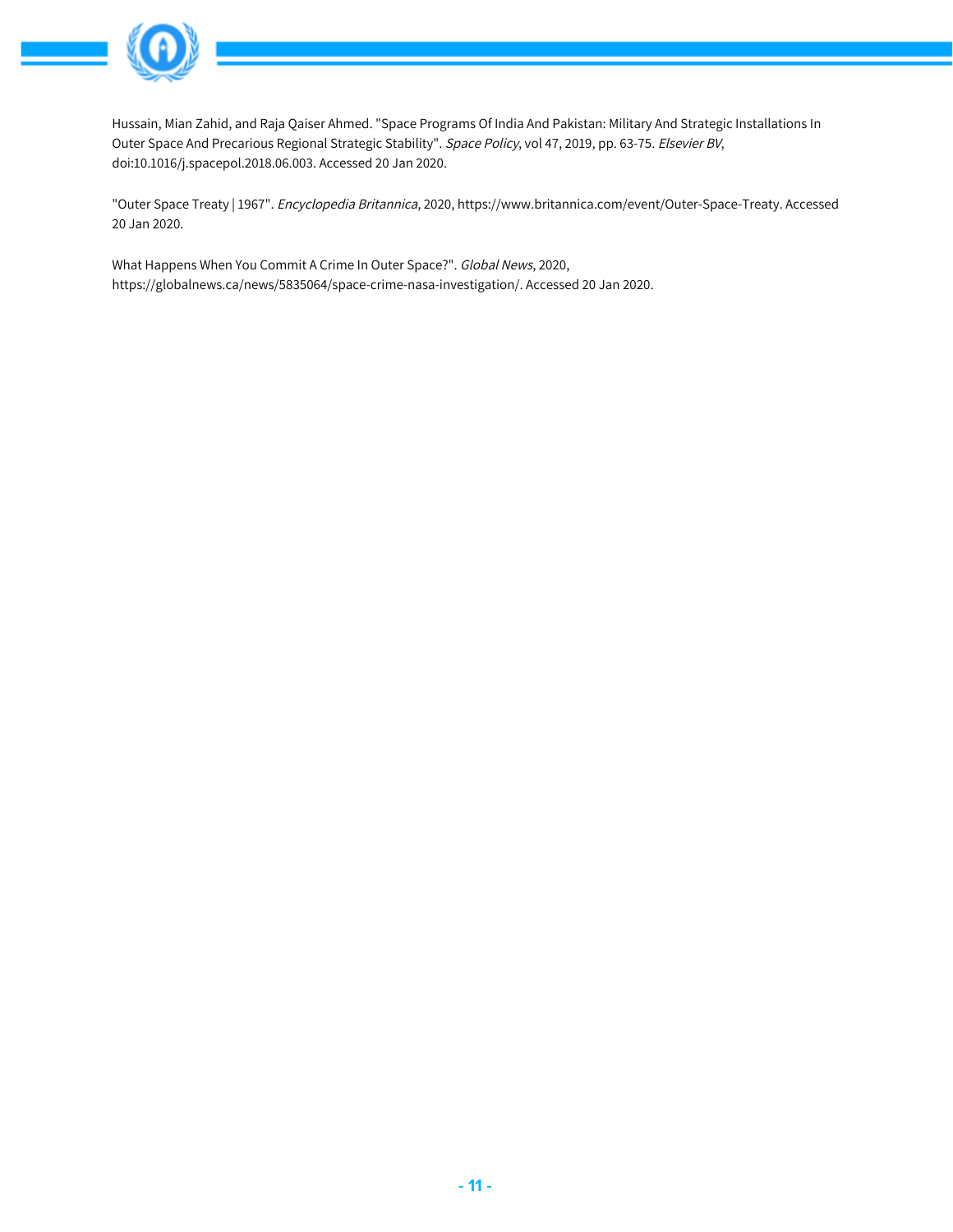Hussain, Mian Zahid, and Raja Qaiser Ahmed. "Space Programs Of India And Pakistan: Military And Strategic Installations In Outer Space And Precarious Regional Strategic Stability". *Space Policy*, vol 47, 2019, pp. 63-75. *Elsevier BV*, doi:10.1016/j.spacepol.2018.06.003. Accessed 20 Jan 2020.

"Outer Space Treaty | 1967". *Encyclopedia Britannica*, 2020, https://www.britannica.com/event/Outer-Space-Treaty. Accessed 20 Jan 2020.

What Happens When You Commit A Crime In Outer Space?". *Global News*, 2020, https://globalnews.ca/news/5835064/space-crime-nasa-investigation/. Accessed 20 Jan 2020.